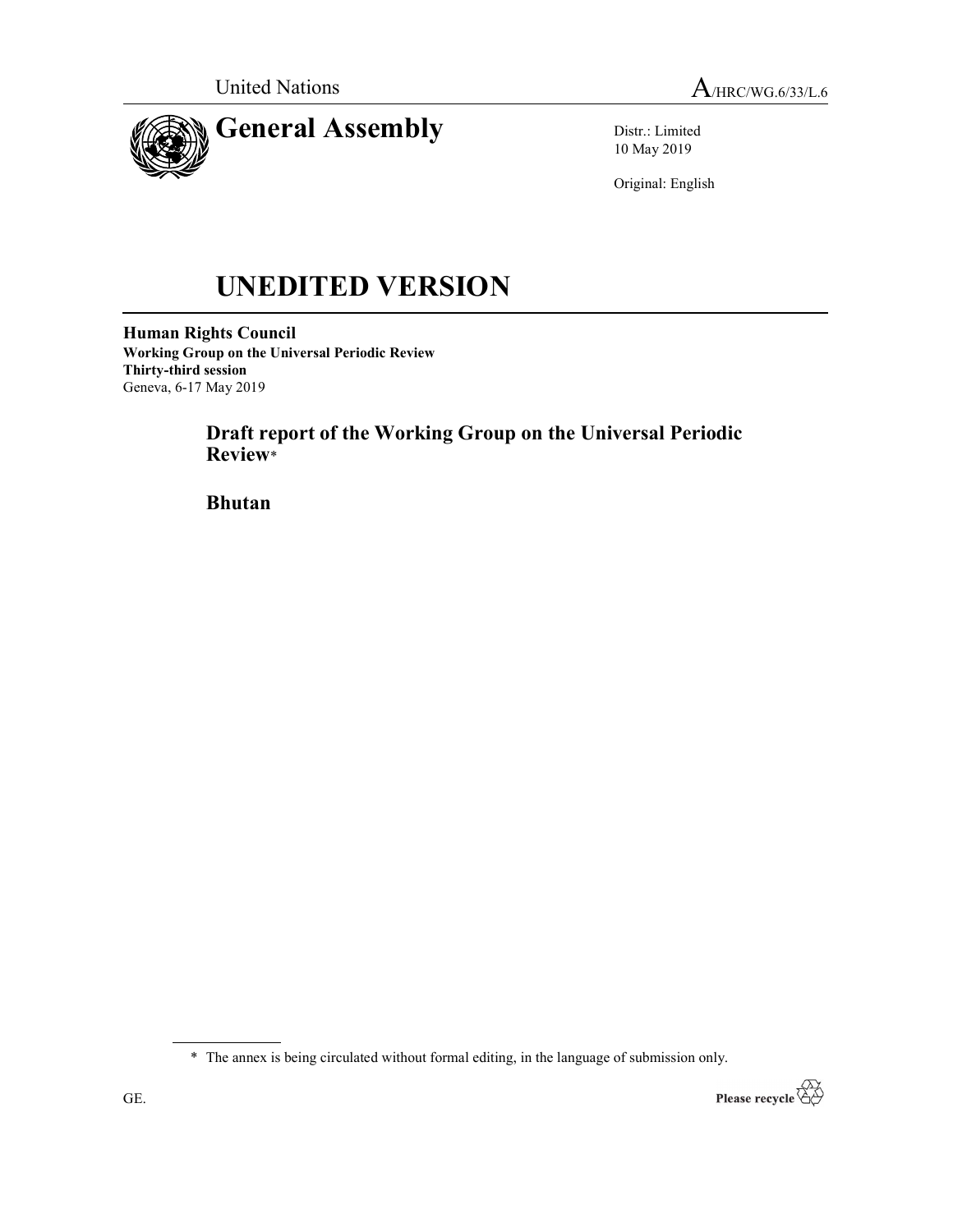United Nations

A/HRC/WG.6/33/L.6

# General Assembly

Distr.: Limited
10 May 2019

Original: English

# UNEDITED VERSION

**Human Rights Council**
**Working Group on the Universal Periodic Review**
**Thirty-third session**
Geneva, 6-17 May 2019

## Draft report of the Working Group on the Universal Periodic Review*

## Bhutan

\* The annex is being circulated without formal editing, in the language of submission only.

GE.

Please recycle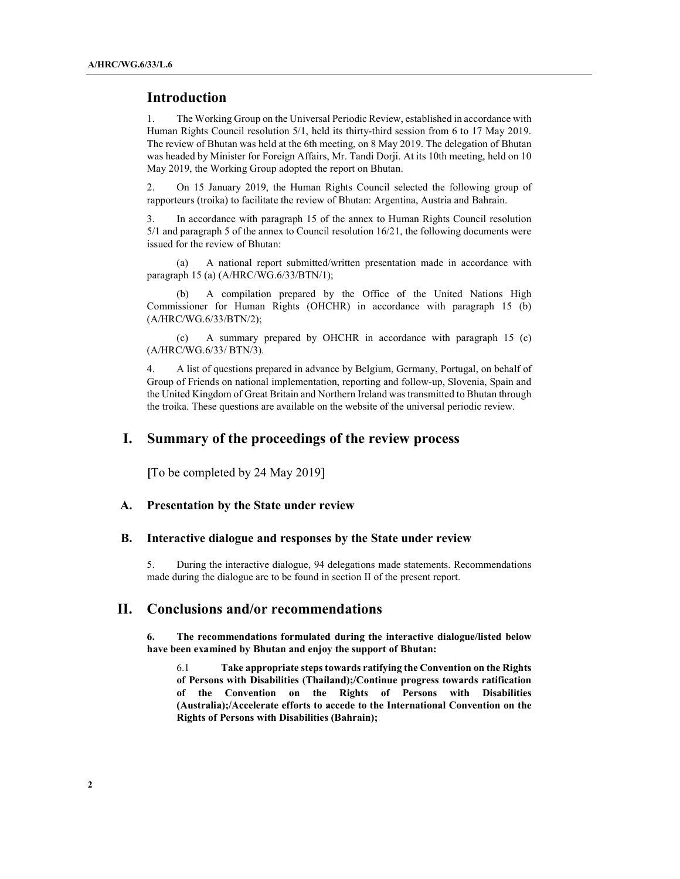## Introduction

1. The Working Group on the Universal Periodic Review, established in accordance with Human Rights Council resolution 5/1, held its thirty-third session from 6 to 17 May 2019. The review of Bhutan was held at the 6th meeting, on 8 May 2019. The delegation of Bhutan was headed by Minister for Foreign Affairs, Mr. Tandi Dorji. At its 10th meeting, held on 10 May 2019, the Working Group adopted the report on Bhutan.

2. On 15 January 2019, the Human Rights Council selected the following group of rapporteurs (troika) to facilitate the review of Bhutan: Argentina, Austria and Bahrain.

3. In accordance with paragraph 15 of the annex to Human Rights Council resolution 5/1 and paragraph 5 of the annex to Council resolution 16/21, the following documents were issued for the review of Bhutan:

(a) A national report submitted/written presentation made in accordance with paragraph 15 (a) (A/HRC/WG.6/33/BTN/1);

(b) A compilation prepared by the Office of the United Nations High Commissioner for Human Rights (OHCHR) in accordance with paragraph 15 (b) (A/HRC/WG.6/33/BTN/2);

(c) A summary prepared by OHCHR in accordance with paragraph 15 (c) (A/HRC/WG.6/33/ BTN/3).

4. A list of questions prepared in advance by Belgium, Germany, Portugal, on behalf of Group of Friends on national implementation, reporting and follow-up, Slovenia, Spain and the United Kingdom of Great Britain and Northern Ireland was transmitted to Bhutan through the troika. These questions are available on the website of the universal periodic review.

## I. Summary of the proceedings of the review process

[To be completed by 24 May 2019]

### A. Presentation by the State under review

### B. Interactive dialogue and responses by the State under review

5. During the interactive dialogue, 94 delegations made statements. Recommendations made during the dialogue are to be found in section II of the present report.

## II. Conclusions and/or recommendations

**6. The recommendations formulated during the interactive dialogue/listed below have been examined by Bhutan and enjoy the support of Bhutan:**

6.1 **Take appropriate steps towards ratifying the Convention on the Rights of Persons with Disabilities (Thailand);/Continue progress towards ratification of the Convention on the Rights of Persons with Disabilities (Australia);/Accelerate efforts to accede to the International Convention on the Rights of Persons with Disabilities (Bahrain);**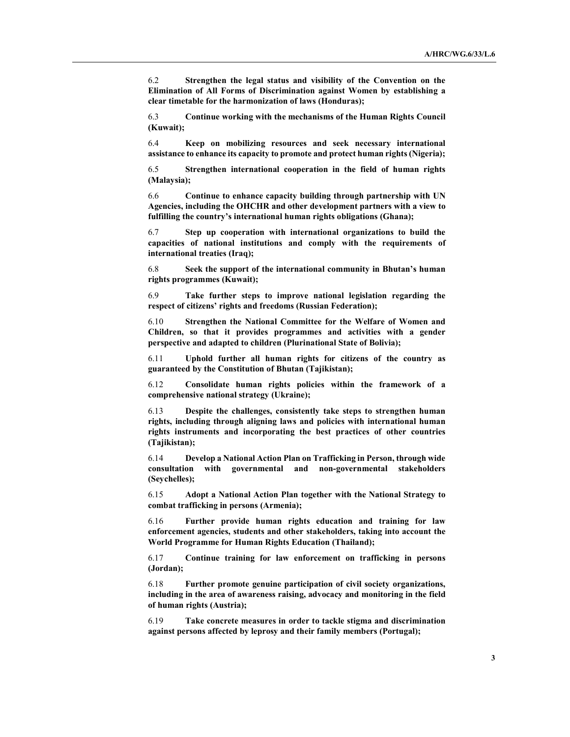6.2 **Strengthen the legal status and visibility of the Convention on the Elimination of All Forms of Discrimination against Women by establishing a clear timetable for the harmonization of laws (Honduras);**

6.3 **Continue working with the mechanisms of the Human Rights Council (Kuwait);**

6.4 **Keep on mobilizing resources and seek necessary international assistance to enhance its capacity to promote and protect human rights (Nigeria);**

6.5 **Strengthen international cooperation in the field of human rights (Malaysia);**

6.6 **Continue to enhance capacity building through partnership with UN Agencies, including the OHCHR and other development partners with a view to fulfilling the country's international human rights obligations (Ghana);**

6.7 **Step up cooperation with international organizations to build the capacities of national institutions and comply with the requirements of international treaties (Iraq);**

6.8 **Seek the support of the international community in Bhutan's human rights programmes (Kuwait);**

6.9 **Take further steps to improve national legislation regarding the respect of citizens' rights and freedoms (Russian Federation);**

6.10 **Strengthen the National Committee for the Welfare of Women and Children, so that it provides programmes and activities with a gender perspective and adapted to children (Plurinational State of Bolivia);**

6.11 **Uphold further all human rights for citizens of the country as guaranteed by the Constitution of Bhutan (Tajikistan);**

6.12 **Consolidate human rights policies within the framework of a comprehensive national strategy (Ukraine);**

6.13 **Despite the challenges, consistently take steps to strengthen human rights, including through aligning laws and policies with international human rights instruments and incorporating the best practices of other countries (Tajikistan);**

6.14 **Develop a National Action Plan on Trafficking in Person, through wide consultation with governmental and non-governmental stakeholders (Seychelles);**

6.15 **Adopt a National Action Plan together with the National Strategy to combat trafficking in persons (Armenia);**

6.16 **Further provide human rights education and training for law enforcement agencies, students and other stakeholders, taking into account the World Programme for Human Rights Education (Thailand);**

6.17 **Continue training for law enforcement on trafficking in persons (Jordan);**

6.18 **Further promote genuine participation of civil society organizations, including in the area of awareness raising, advocacy and monitoring in the field of human rights (Austria);**

6.19 **Take concrete measures in order to tackle stigma and discrimination against persons affected by leprosy and their family members (Portugal);**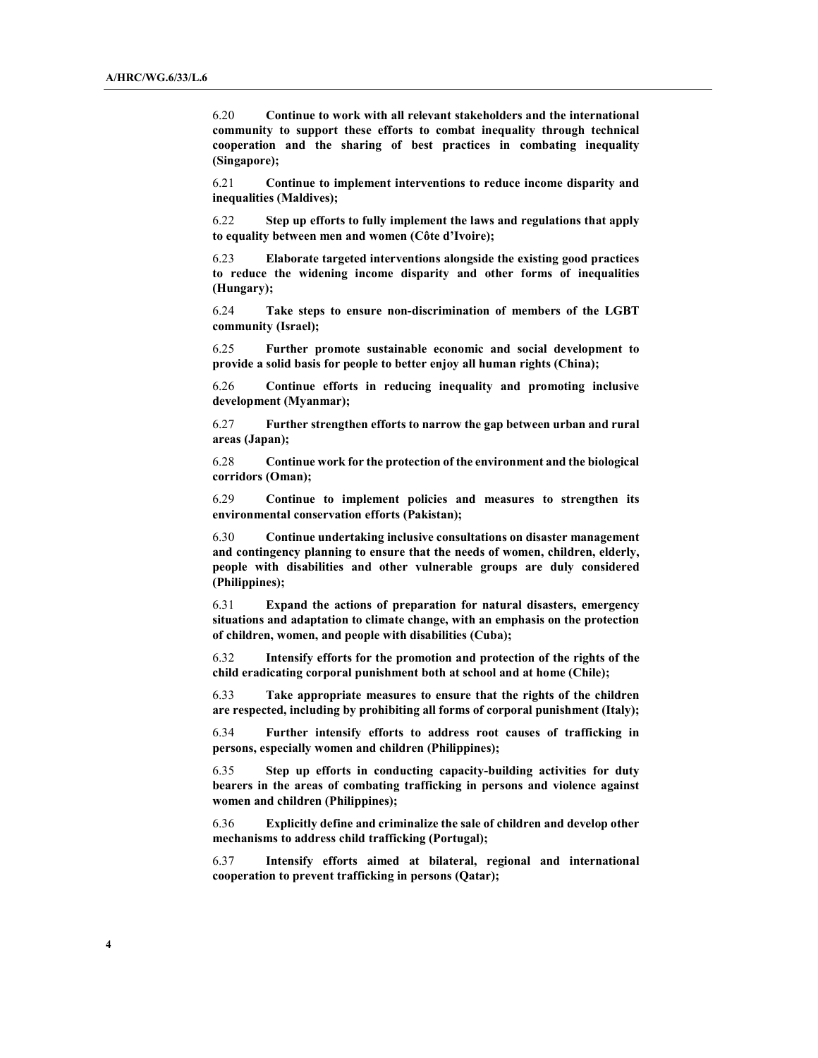6.20 **Continue to work with all relevant stakeholders and the international community to support these efforts to combat inequality through technical cooperation and the sharing of best practices in combating inequality (Singapore);**

6.21 **Continue to implement interventions to reduce income disparity and inequalities (Maldives);**

6.22 **Step up efforts to fully implement the laws and regulations that apply to equality between men and women (Côte d'Ivoire);**

6.23 **Elaborate targeted interventions alongside the existing good practices to reduce the widening income disparity and other forms of inequalities (Hungary);**

6.24 **Take steps to ensure non-discrimination of members of the LGBT community (Israel);**

6.25 **Further promote sustainable economic and social development to provide a solid basis for people to better enjoy all human rights (China);**

6.26 **Continue efforts in reducing inequality and promoting inclusive development (Myanmar);**

6.27 **Further strengthen efforts to narrow the gap between urban and rural areas (Japan);**

6.28 **Continue work for the protection of the environment and the biological corridors (Oman);**

6.29 **Continue to implement policies and measures to strengthen its environmental conservation efforts (Pakistan);**

6.30 **Continue undertaking inclusive consultations on disaster management and contingency planning to ensure that the needs of women, children, elderly, people with disabilities and other vulnerable groups are duly considered (Philippines);**

6.31 **Expand the actions of preparation for natural disasters, emergency situations and adaptation to climate change, with an emphasis on the protection of children, women, and people with disabilities (Cuba);**

6.32 **Intensify efforts for the promotion and protection of the rights of the child eradicating corporal punishment both at school and at home (Chile);**

6.33 **Take appropriate measures to ensure that the rights of the children are respected, including by prohibiting all forms of corporal punishment (Italy);**

6.34 **Further intensify efforts to address root causes of trafficking in persons, especially women and children (Philippines);**

6.35 **Step up efforts in conducting capacity-building activities for duty bearers in the areas of combating trafficking in persons and violence against women and children (Philippines);**

6.36 **Explicitly define and criminalize the sale of children and develop other mechanisms to address child trafficking (Portugal);**

6.37 **Intensify efforts aimed at bilateral, regional and international cooperation to prevent trafficking in persons (Qatar);**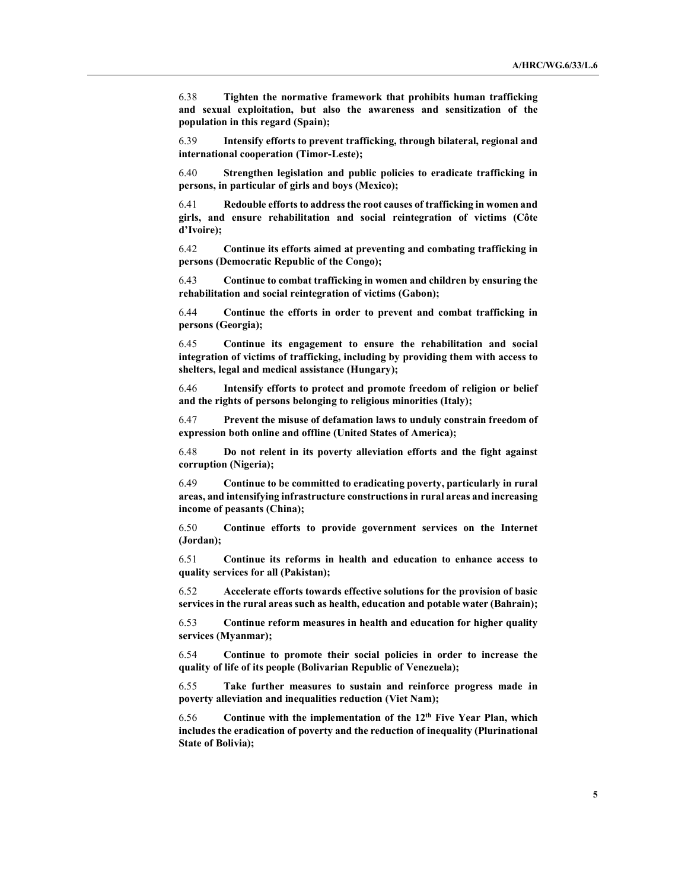6.38 **Tighten the normative framework that prohibits human trafficking and sexual exploitation, but also the awareness and sensitization of the population in this regard (Spain);**

6.39 **Intensify efforts to prevent trafficking, through bilateral, regional and international cooperation (Timor-Leste);**

6.40 **Strengthen legislation and public policies to eradicate trafficking in persons, in particular of girls and boys (Mexico);**

6.41 **Redouble efforts to address the root causes of trafficking in women and girls, and ensure rehabilitation and social reintegration of victims (Côte d'Ivoire);**

6.42 **Continue its efforts aimed at preventing and combating trafficking in persons (Democratic Republic of the Congo);**

6.43 **Continue to combat trafficking in women and children by ensuring the rehabilitation and social reintegration of victims (Gabon);**

6.44 **Continue the efforts in order to prevent and combat trafficking in persons (Georgia);**

6.45 **Continue its engagement to ensure the rehabilitation and social integration of victims of trafficking, including by providing them with access to shelters, legal and medical assistance (Hungary);**

6.46 **Intensify efforts to protect and promote freedom of religion or belief and the rights of persons belonging to religious minorities (Italy);**

6.47 **Prevent the misuse of defamation laws to unduly constrain freedom of expression both online and offline (United States of America);**

6.48 **Do not relent in its poverty alleviation efforts and the fight against corruption (Nigeria);**

6.49 **Continue to be committed to eradicating poverty, particularly in rural areas, and intensifying infrastructure constructions in rural areas and increasing income of peasants (China);**

6.50 **Continue efforts to provide government services on the Internet (Jordan);**

6.51 **Continue its reforms in health and education to enhance access to quality services for all (Pakistan);**

6.52 **Accelerate efforts towards effective solutions for the provision of basic services in the rural areas such as health, education and potable water (Bahrain);**

6.53 **Continue reform measures in health and education for higher quality services (Myanmar);**

6.54 **Continue to promote their social policies in order to increase the quality of life of its people (Bolivarian Republic of Venezuela);**

6.55 **Take further measures to sustain and reinforce progress made in poverty alleviation and inequalities reduction (Viet Nam);**

6.56 **Continue with the implementation of the 12th Five Year Plan, which includes the eradication of poverty and the reduction of inequality (Plurinational State of Bolivia);**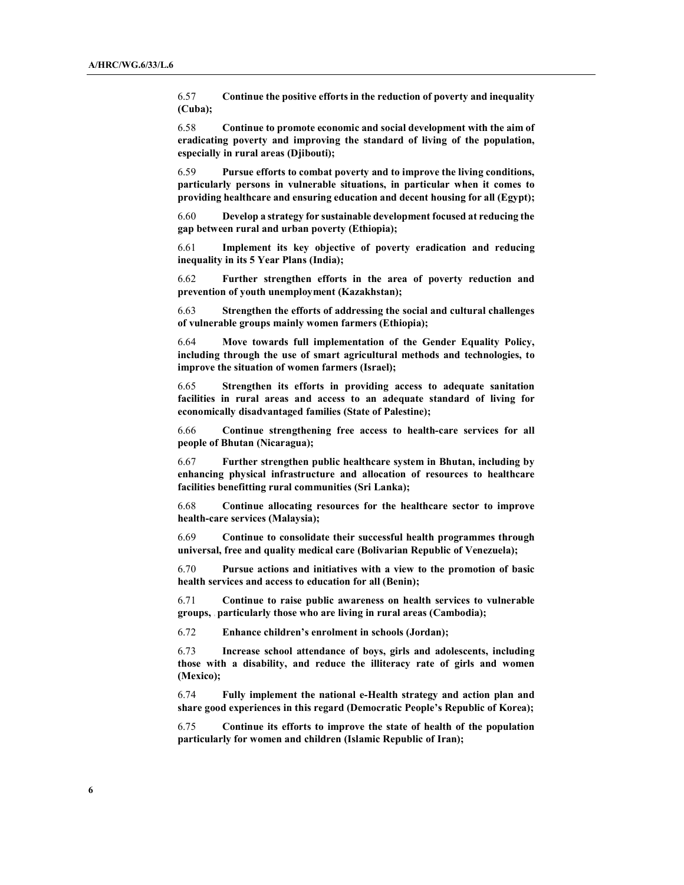6.57 **Continue the positive efforts in the reduction of poverty and inequality (Cuba);**

6.58 **Continue to promote economic and social development with the aim of eradicating poverty and improving the standard of living of the population, especially in rural areas (Djibouti);**

6.59 **Pursue efforts to combat poverty and to improve the living conditions, particularly persons in vulnerable situations, in particular when it comes to providing healthcare and ensuring education and decent housing for all (Egypt);**

6.60 **Develop a strategy for sustainable development focused at reducing the gap between rural and urban poverty (Ethiopia);**

6.61 **Implement its key objective of poverty eradication and reducing inequality in its 5 Year Plans (India);**

6.62 **Further strengthen efforts in the area of poverty reduction and prevention of youth unemployment (Kazakhstan);**

6.63 **Strengthen the efforts of addressing the social and cultural challenges of vulnerable groups mainly women farmers (Ethiopia);**

6.64 **Move towards full implementation of the Gender Equality Policy, including through the use of smart agricultural methods and technologies, to improve the situation of women farmers (Israel);**

6.65 **Strengthen its efforts in providing access to adequate sanitation facilities in rural areas and access to an adequate standard of living for economically disadvantaged families (State of Palestine);**

6.66 **Continue strengthening free access to health-care services for all people of Bhutan (Nicaragua);**

6.67 **Further strengthen public healthcare system in Bhutan, including by enhancing physical infrastructure and allocation of resources to healthcare facilities benefitting rural communities (Sri Lanka);**

6.68 **Continue allocating resources for the healthcare sector to improve health-care services (Malaysia);**

6.69 **Continue to consolidate their successful health programmes through universal, free and quality medical care (Bolivarian Republic of Venezuela);**

6.70 **Pursue actions and initiatives with a view to the promotion of basic health services and access to education for all (Benin);**

6.71 **Continue to raise public awareness on health services to vulnerable groups, particularly those who are living in rural areas (Cambodia);**

6.72 **Enhance children's enrolment in schools (Jordan);**

6.73 **Increase school attendance of boys, girls and adolescents, including those with a disability, and reduce the illiteracy rate of girls and women (Mexico);**

6.74 **Fully implement the national e-Health strategy and action plan and share good experiences in this regard (Democratic People's Republic of Korea);**

6.75 **Continue its efforts to improve the state of health of the population particularly for women and children (Islamic Republic of Iran);**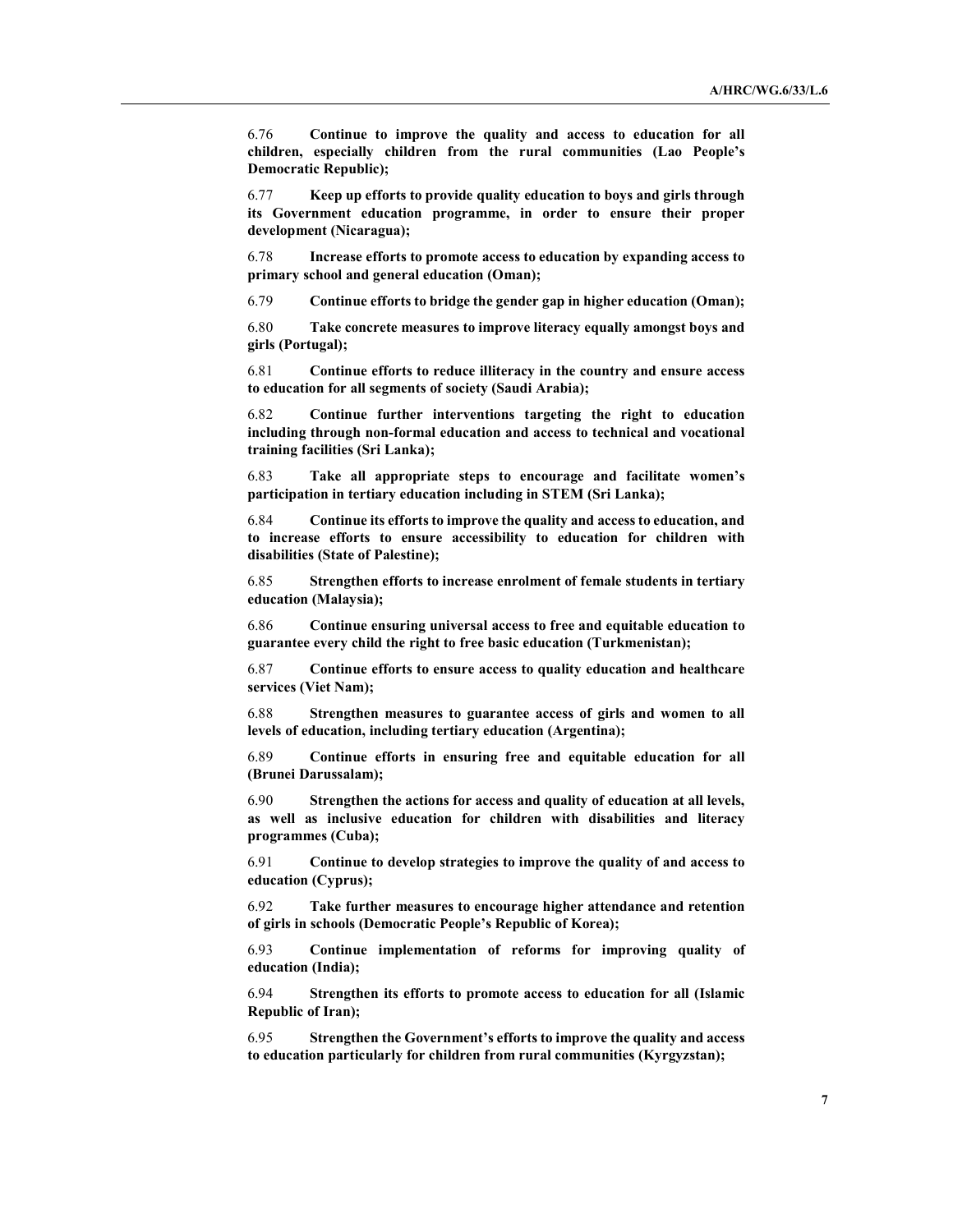6.76 **Continue to improve the quality and access to education for all children, especially children from the rural communities (Lao People's Democratic Republic);**

6.77 **Keep up efforts to provide quality education to boys and girls through its Government education programme, in order to ensure their proper development (Nicaragua);**

6.78 **Increase efforts to promote access to education by expanding access to primary school and general education (Oman);**

6.79 **Continue efforts to bridge the gender gap in higher education (Oman);**

6.80 **Take concrete measures to improve literacy equally amongst boys and girls (Portugal);**

6.81 **Continue efforts to reduce illiteracy in the country and ensure access to education for all segments of society (Saudi Arabia);**

6.82 **Continue further interventions targeting the right to education including through non-formal education and access to technical and vocational training facilities (Sri Lanka);**

6.83 **Take all appropriate steps to encourage and facilitate women's participation in tertiary education including in STEM (Sri Lanka);**

6.84 **Continue its efforts to improve the quality and access to education, and to increase efforts to ensure accessibility to education for children with disabilities (State of Palestine);**

6.85 **Strengthen efforts to increase enrolment of female students in tertiary education (Malaysia);**

6.86 **Continue ensuring universal access to free and equitable education to guarantee every child the right to free basic education (Turkmenistan);**

6.87 **Continue efforts to ensure access to quality education and healthcare services (Viet Nam);**

6.88 **Strengthen measures to guarantee access of girls and women to all levels of education, including tertiary education (Argentina);**

6.89 **Continue efforts in ensuring free and equitable education for all (Brunei Darussalam);**

6.90 **Strengthen the actions for access and quality of education at all levels, as well as inclusive education for children with disabilities and literacy programmes (Cuba);**

6.91 **Continue to develop strategies to improve the quality of and access to education (Cyprus);**

6.92 **Take further measures to encourage higher attendance and retention of girls in schools (Democratic People's Republic of Korea);**

6.93 **Continue implementation of reforms for improving quality of education (India);**

6.94 **Strengthen its efforts to promote access to education for all (Islamic Republic of Iran);**

6.95 **Strengthen the Government's efforts to improve the quality and access to education particularly for children from rural communities (Kyrgyzstan);**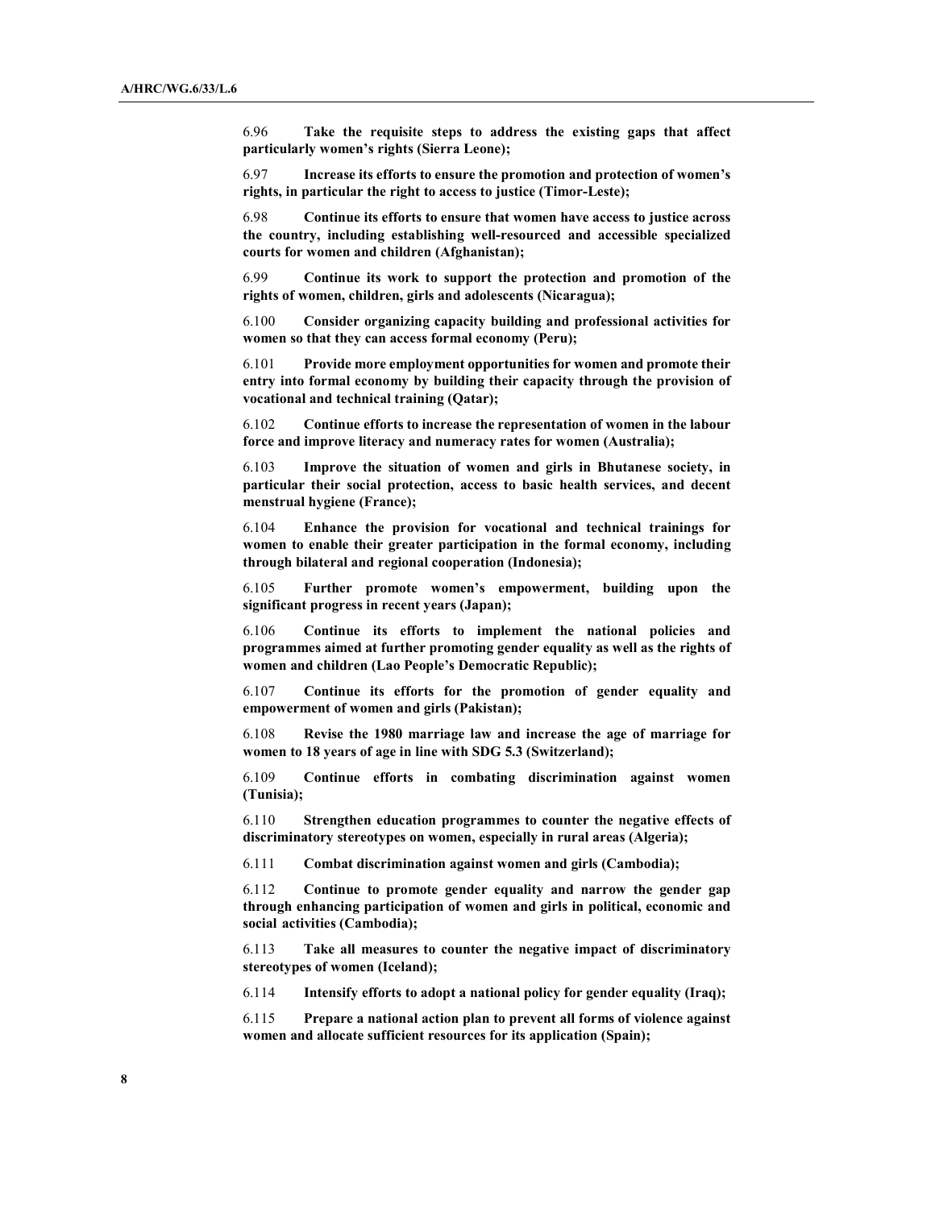6.96 **Take the requisite steps to address the existing gaps that affect particularly women's rights (Sierra Leone);**

6.97 **Increase its efforts to ensure the promotion and protection of women's rights, in particular the right to access to justice (Timor-Leste);**

6.98 **Continue its efforts to ensure that women have access to justice across the country, including establishing well-resourced and accessible specialized courts for women and children (Afghanistan);**

6.99 **Continue its work to support the protection and promotion of the rights of women, children, girls and adolescents (Nicaragua);**

6.100 **Consider organizing capacity building and professional activities for women so that they can access formal economy (Peru);**

6.101 **Provide more employment opportunities for women and promote their entry into formal economy by building their capacity through the provision of vocational and technical training (Qatar);**

6.102 **Continue efforts to increase the representation of women in the labour force and improve literacy and numeracy rates for women (Australia);**

6.103 **Improve the situation of women and girls in Bhutanese society, in particular their social protection, access to basic health services, and decent menstrual hygiene (France);**

6.104 **Enhance the provision for vocational and technical trainings for women to enable their greater participation in the formal economy, including through bilateral and regional cooperation (Indonesia);**

6.105 **Further promote women's empowerment, building upon the significant progress in recent years (Japan);**

6.106 **Continue its efforts to implement the national policies and programmes aimed at further promoting gender equality as well as the rights of women and children (Lao People's Democratic Republic);**

6.107 **Continue its efforts for the promotion of gender equality and empowerment of women and girls (Pakistan);**

6.108 **Revise the 1980 marriage law and increase the age of marriage for women to 18 years of age in line with SDG 5.3 (Switzerland);**

6.109 **Continue efforts in combating discrimination against women (Tunisia);**

6.110 **Strengthen education programmes to counter the negative effects of discriminatory stereotypes on women, especially in rural areas (Algeria);**

6.111 **Combat discrimination against women and girls (Cambodia);**

6.112 **Continue to promote gender equality and narrow the gender gap through enhancing participation of women and girls in political, economic and social activities (Cambodia);**

6.113 **Take all measures to counter the negative impact of discriminatory stereotypes of women (Iceland);**

6.114 **Intensify efforts to adopt a national policy for gender equality (Iraq);**

6.115 **Prepare a national action plan to prevent all forms of violence against women and allocate sufficient resources for its application (Spain);**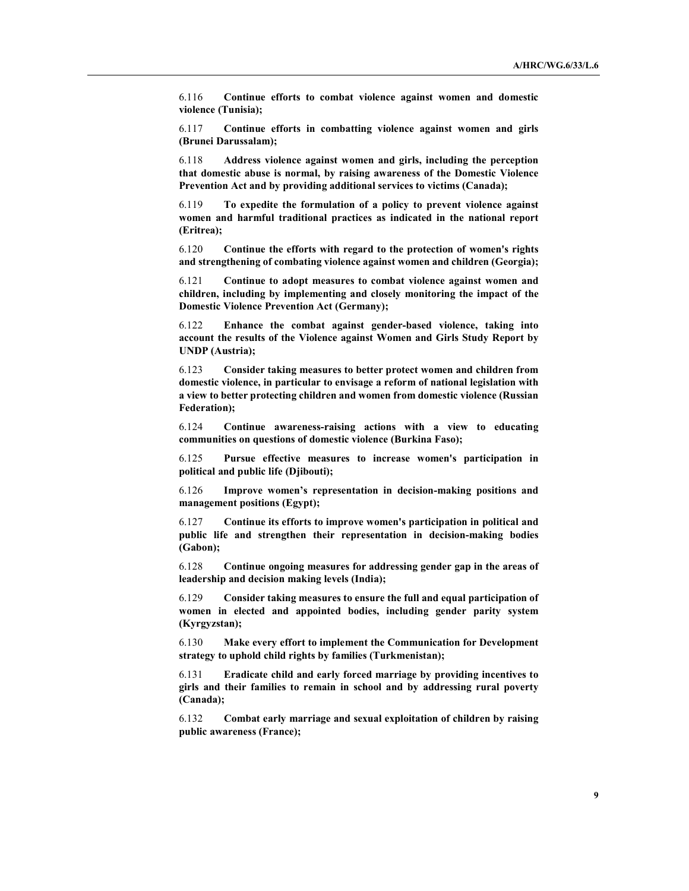6.116 **Continue efforts to combat violence against women and domestic violence (Tunisia);**

6.117 **Continue efforts in combatting violence against women and girls (Brunei Darussalam);**

6.118 **Address violence against women and girls, including the perception that domestic abuse is normal, by raising awareness of the Domestic Violence Prevention Act and by providing additional services to victims (Canada);**

6.119 **To expedite the formulation of a policy to prevent violence against women and harmful traditional practices as indicated in the national report (Eritrea);**

6.120 **Continue the efforts with regard to the protection of women's rights and strengthening of combating violence against women and children (Georgia);**

6.121 **Continue to adopt measures to combat violence against women and children, including by implementing and closely monitoring the impact of the Domestic Violence Prevention Act (Germany);**

6.122 **Enhance the combat against gender-based violence, taking into account the results of the Violence against Women and Girls Study Report by UNDP (Austria);**

6.123 **Consider taking measures to better protect women and children from domestic violence, in particular to envisage a reform of national legislation with a view to better protecting children and women from domestic violence (Russian Federation);**

6.124 **Continue awareness-raising actions with a view to educating communities on questions of domestic violence (Burkina Faso);**

6.125 **Pursue effective measures to increase women's participation in political and public life (Djibouti);**

6.126 **Improve women's representation in decision-making positions and management positions (Egypt);**

6.127 **Continue its efforts to improve women's participation in political and public life and strengthen their representation in decision-making bodies (Gabon);**

6.128 **Continue ongoing measures for addressing gender gap in the areas of leadership and decision making levels (India);**

6.129 **Consider taking measures to ensure the full and equal participation of women in elected and appointed bodies, including gender parity system (Kyrgyzstan);**

6.130 **Make every effort to implement the Communication for Development strategy to uphold child rights by families (Turkmenistan);**

6.131 **Eradicate child and early forced marriage by providing incentives to girls and their families to remain in school and by addressing rural poverty (Canada);**

6.132 **Combat early marriage and sexual exploitation of children by raising public awareness (France);**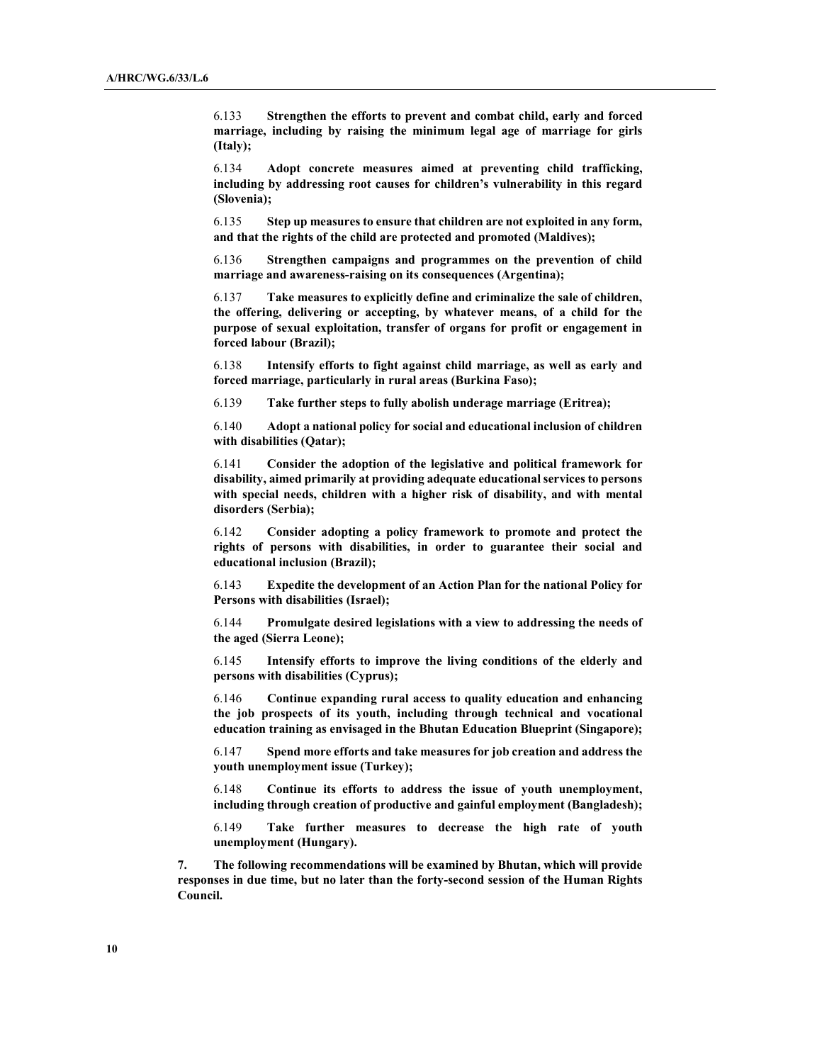6.133 **Strengthen the efforts to prevent and combat child, early and forced marriage, including by raising the minimum legal age of marriage for girls (Italy);**

6.134 **Adopt concrete measures aimed at preventing child trafficking, including by addressing root causes for children's vulnerability in this regard (Slovenia);**

6.135 **Step up measures to ensure that children are not exploited in any form, and that the rights of the child are protected and promoted (Maldives);**

6.136 **Strengthen campaigns and programmes on the prevention of child marriage and awareness-raising on its consequences (Argentina);**

6.137 **Take measures to explicitly define and criminalize the sale of children, the offering, delivering or accepting, by whatever means, of a child for the purpose of sexual exploitation, transfer of organs for profit or engagement in forced labour (Brazil);**

6.138 **Intensify efforts to fight against child marriage, as well as early and forced marriage, particularly in rural areas (Burkina Faso);**

6.139 **Take further steps to fully abolish underage marriage (Eritrea);**

6.140 **Adopt a national policy for social and educational inclusion of children with disabilities (Qatar);**

6.141 **Consider the adoption of the legislative and political framework for disability, aimed primarily at providing adequate educational services to persons with special needs, children with a higher risk of disability, and with mental disorders (Serbia);**

6.142 **Consider adopting a policy framework to promote and protect the rights of persons with disabilities, in order to guarantee their social and educational inclusion (Brazil);**

6.143 **Expedite the development of an Action Plan for the national Policy for Persons with disabilities (Israel);**

6.144 **Promulgate desired legislations with a view to addressing the needs of the aged (Sierra Leone);**

6.145 **Intensify efforts to improve the living conditions of the elderly and persons with disabilities (Cyprus);**

6.146 **Continue expanding rural access to quality education and enhancing the job prospects of its youth, including through technical and vocational education training as envisaged in the Bhutan Education Blueprint (Singapore);**

6.147 **Spend more efforts and take measures for job creation and address the youth unemployment issue (Turkey);**

6.148 **Continue its efforts to address the issue of youth unemployment, including through creation of productive and gainful employment (Bangladesh);**

6.149 **Take further measures to decrease the high rate of youth unemployment (Hungary).**

**7. The following recommendations will be examined by Bhutan, which will provide responses in due time, but no later than the forty-second session of the Human Rights Council.**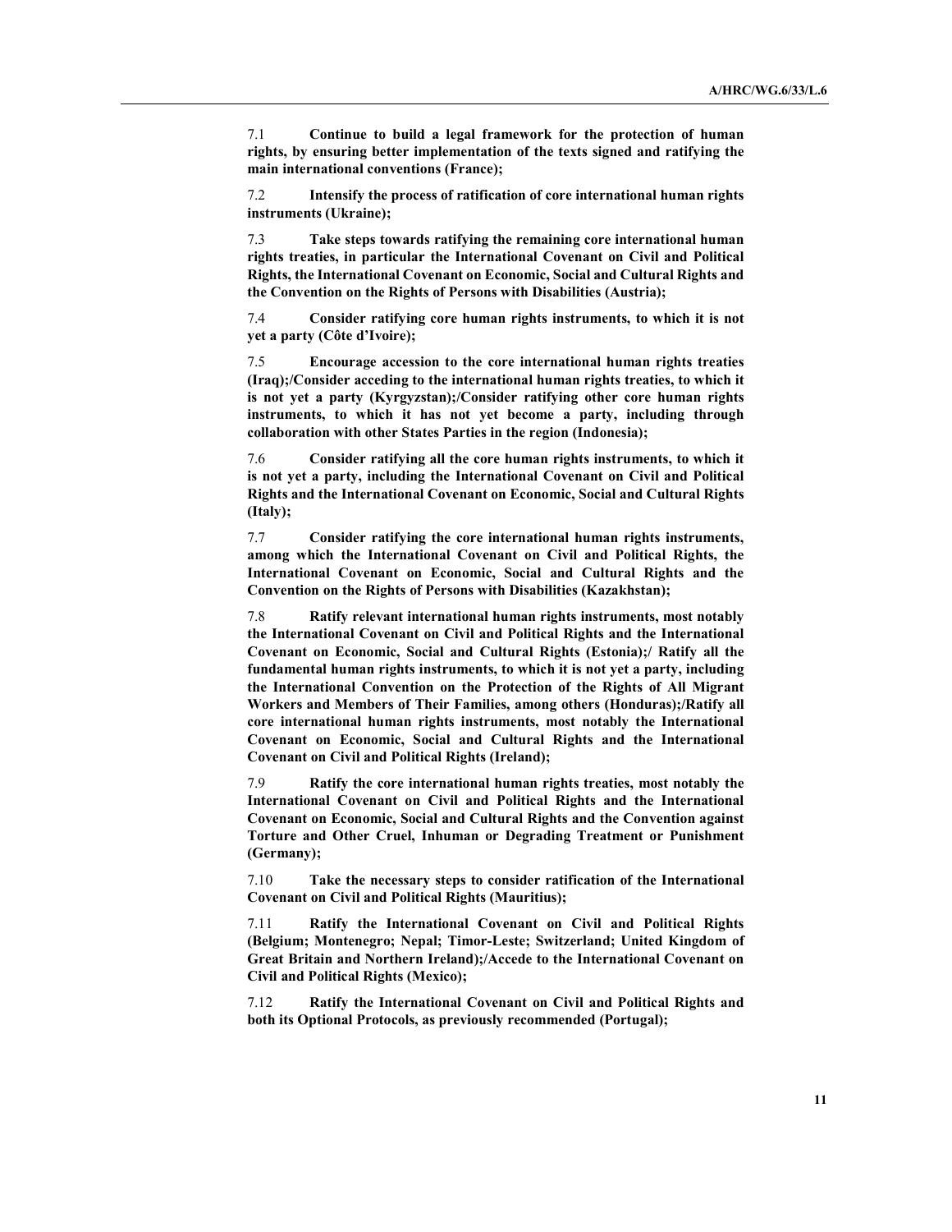7.1 **Continue to build a legal framework for the protection of human rights, by ensuring better implementation of the texts signed and ratifying the main international conventions (France);**

7.2 **Intensify the process of ratification of core international human rights instruments (Ukraine);**

7.3 **Take steps towards ratifying the remaining core international human rights treaties, in particular the International Covenant on Civil and Political Rights, the International Covenant on Economic, Social and Cultural Rights and the Convention on the Rights of Persons with Disabilities (Austria);**

7.4 **Consider ratifying core human rights instruments, to which it is not yet a party (Côte d'Ivoire);**

7.5 **Encourage accession to the core international human rights treaties (Iraq);/Consider acceding to the international human rights treaties, to which it is not yet a party (Kyrgyzstan);/Consider ratifying other core human rights instruments, to which it has not yet become a party, including through collaboration with other States Parties in the region (Indonesia);**

7.6 **Consider ratifying all the core human rights instruments, to which it is not yet a party, including the International Covenant on Civil and Political Rights and the International Covenant on Economic, Social and Cultural Rights (Italy);**

7.7 **Consider ratifying the core international human rights instruments, among which the International Covenant on Civil and Political Rights, the International Covenant on Economic, Social and Cultural Rights and the Convention on the Rights of Persons with Disabilities (Kazakhstan);**

7.8 **Ratify relevant international human rights instruments, most notably the International Covenant on Civil and Political Rights and the International Covenant on Economic, Social and Cultural Rights (Estonia);/ Ratify all the fundamental human rights instruments, to which it is not yet a party, including the International Convention on the Protection of the Rights of All Migrant Workers and Members of Their Families, among others (Honduras);/Ratify all core international human rights instruments, most notably the International Covenant on Economic, Social and Cultural Rights and the International Covenant on Civil and Political Rights (Ireland);**

7.9 **Ratify the core international human rights treaties, most notably the International Covenant on Civil and Political Rights and the International Covenant on Economic, Social and Cultural Rights and the Convention against Torture and Other Cruel, Inhuman or Degrading Treatment or Punishment (Germany);**

7.10 **Take the necessary steps to consider ratification of the International Covenant on Civil and Political Rights (Mauritius);**

7.11 **Ratify the International Covenant on Civil and Political Rights (Belgium; Montenegro; Nepal; Timor-Leste; Switzerland; United Kingdom of Great Britain and Northern Ireland);/Accede to the International Covenant on Civil and Political Rights (Mexico);**

7.12 **Ratify the International Covenant on Civil and Political Rights and both its Optional Protocols, as previously recommended (Portugal);**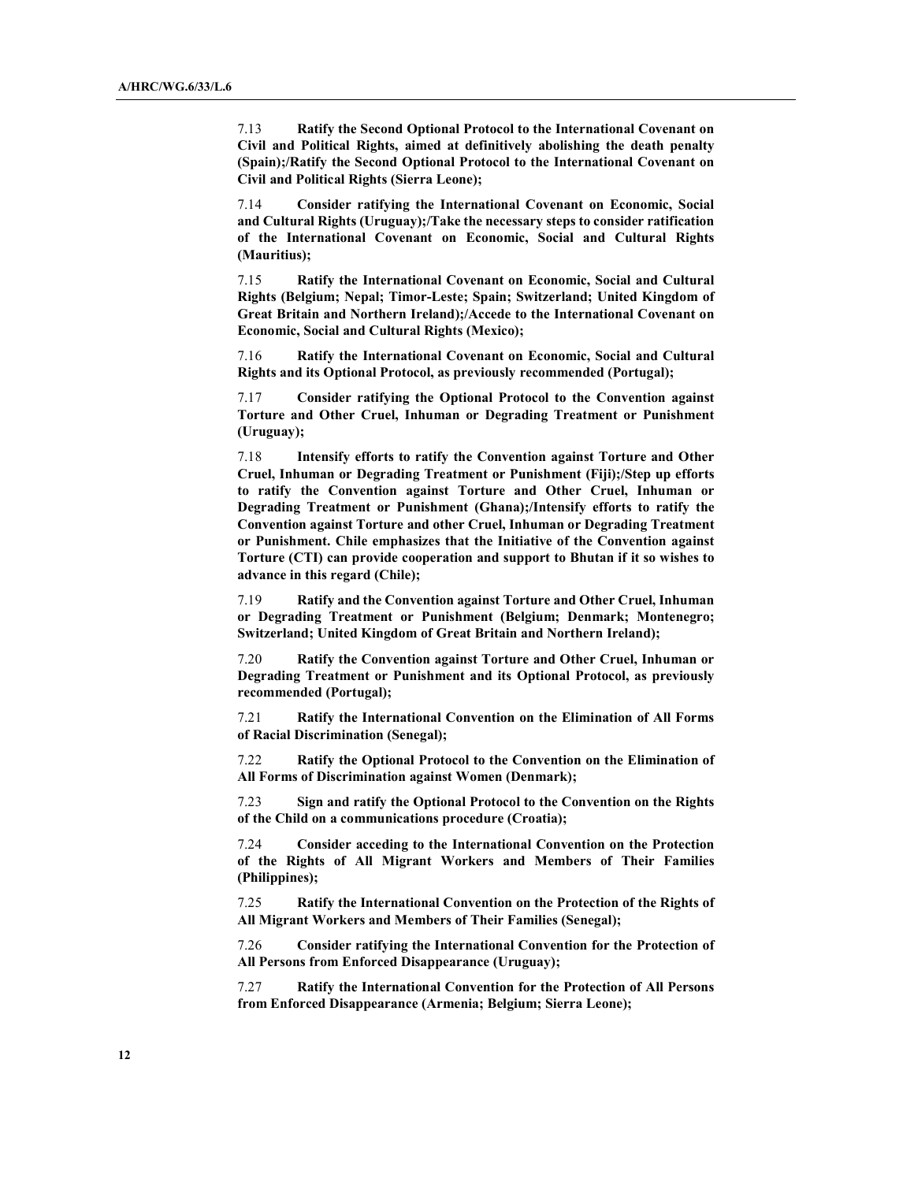7.13 **Ratify the Second Optional Protocol to the International Covenant on Civil and Political Rights, aimed at definitively abolishing the death penalty (Spain);/Ratify the Second Optional Protocol to the International Covenant on Civil and Political Rights (Sierra Leone);**

7.14 **Consider ratifying the International Covenant on Economic, Social and Cultural Rights (Uruguay);/Take the necessary steps to consider ratification of the International Covenant on Economic, Social and Cultural Rights (Mauritius);**

7.15 **Ratify the International Covenant on Economic, Social and Cultural Rights (Belgium; Nepal; Timor-Leste; Spain; Switzerland; United Kingdom of Great Britain and Northern Ireland);/Accede to the International Covenant on Economic, Social and Cultural Rights (Mexico);**

7.16 **Ratify the International Covenant on Economic, Social and Cultural Rights and its Optional Protocol, as previously recommended (Portugal);**

7.17 **Consider ratifying the Optional Protocol to the Convention against Torture and Other Cruel, Inhuman or Degrading Treatment or Punishment (Uruguay);**

7.18 **Intensify efforts to ratify the Convention against Torture and Other Cruel, Inhuman or Degrading Treatment or Punishment (Fiji);/Step up efforts to ratify the Convention against Torture and Other Cruel, Inhuman or Degrading Treatment or Punishment (Ghana);/Intensify efforts to ratify the Convention against Torture and other Cruel, Inhuman or Degrading Treatment or Punishment. Chile emphasizes that the Initiative of the Convention against Torture (CTI) can provide cooperation and support to Bhutan if it so wishes to advance in this regard (Chile);**

7.19 **Ratify and the Convention against Torture and Other Cruel, Inhuman or Degrading Treatment or Punishment (Belgium; Denmark; Montenegro; Switzerland; United Kingdom of Great Britain and Northern Ireland);**

7.20 **Ratify the Convention against Torture and Other Cruel, Inhuman or Degrading Treatment or Punishment and its Optional Protocol, as previously recommended (Portugal);**

7.21 **Ratify the International Convention on the Elimination of All Forms of Racial Discrimination (Senegal);**

7.22 **Ratify the Optional Protocol to the Convention on the Elimination of All Forms of Discrimination against Women (Denmark);**

7.23 **Sign and ratify the Optional Protocol to the Convention on the Rights of the Child on a communications procedure (Croatia);**

7.24 **Consider acceding to the International Convention on the Protection of the Rights of All Migrant Workers and Members of Their Families (Philippines);**

7.25 **Ratify the International Convention on the Protection of the Rights of All Migrant Workers and Members of Their Families (Senegal);**

7.26 **Consider ratifying the International Convention for the Protection of All Persons from Enforced Disappearance (Uruguay);**

7.27 **Ratify the International Convention for the Protection of All Persons from Enforced Disappearance (Armenia; Belgium; Sierra Leone);**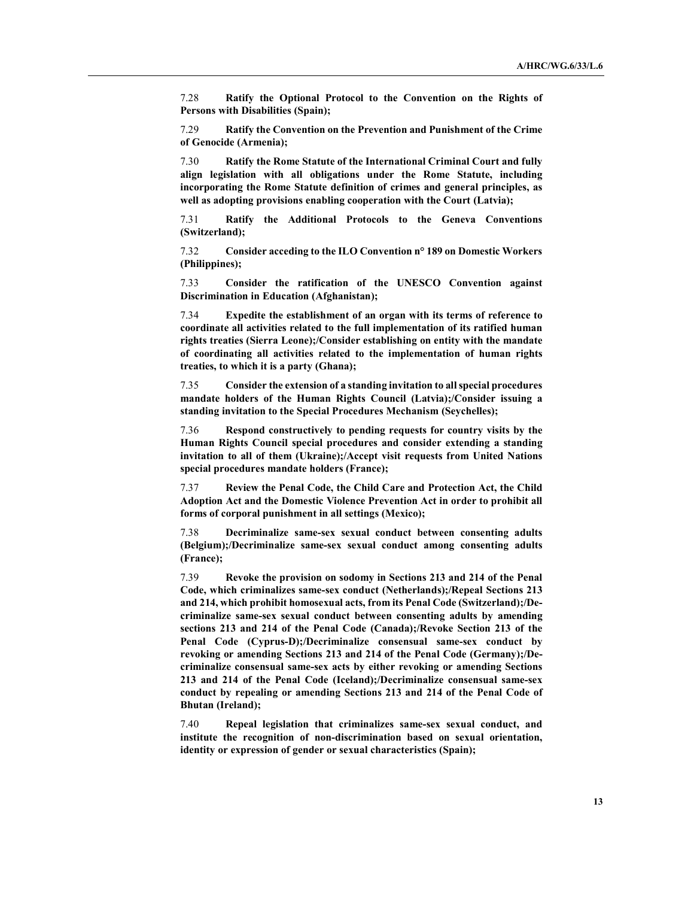7.28 **Ratify the Optional Protocol to the Convention on the Rights of Persons with Disabilities (Spain);**

7.29 **Ratify the Convention on the Prevention and Punishment of the Crime of Genocide (Armenia);**

7.30 **Ratify the Rome Statute of the International Criminal Court and fully align legislation with all obligations under the Rome Statute, including incorporating the Rome Statute definition of crimes and general principles, as well as adopting provisions enabling cooperation with the Court (Latvia);**

7.31 **Ratify the Additional Protocols to the Geneva Conventions (Switzerland);**

7.32 **Consider acceding to the ILO Convention n° 189 on Domestic Workers (Philippines);**

7.33 **Consider the ratification of the UNESCO Convention against Discrimination in Education (Afghanistan);**

7.34 **Expedite the establishment of an organ with its terms of reference to coordinate all activities related to the full implementation of its ratified human rights treaties (Sierra Leone);/Consider establishing on entity with the mandate of coordinating all activities related to the implementation of human rights treaties, to which it is a party (Ghana);**

7.35 **Consider the extension of a standing invitation to all special procedures mandate holders of the Human Rights Council (Latvia);/Consider issuing a standing invitation to the Special Procedures Mechanism (Seychelles);**

7.36 **Respond constructively to pending requests for country visits by the Human Rights Council special procedures and consider extending a standing invitation to all of them (Ukraine);/Accept visit requests from United Nations special procedures mandate holders (France);**

7.37 **Review the Penal Code, the Child Care and Protection Act, the Child Adoption Act and the Domestic Violence Prevention Act in order to prohibit all forms of corporal punishment in all settings (Mexico);**

7.38 **Decriminalize same-sex sexual conduct between consenting adults (Belgium);/Decriminalize same-sex sexual conduct among consenting adults (France);**

7.39 **Revoke the provision on sodomy in Sections 213 and 214 of the Penal Code, which criminalizes same-sex conduct (Netherlands);/Repeal Sections 213 and 214, which prohibit homosexual acts, from its Penal Code (Switzerland);/Decriminalize same-sex sexual conduct between consenting adults by amending sections 213 and 214 of the Penal Code (Canada);/Revoke Section 213 of the Penal Code (Cyprus-D);/Decriminalize consensual same-sex conduct by revoking or amending Sections 213 and 214 of the Penal Code (Germany);/Decriminalize consensual same-sex acts by either revoking or amending Sections 213 and 214 of the Penal Code (Iceland);/Decriminalize consensual same-sex conduct by repealing or amending Sections 213 and 214 of the Penal Code of Bhutan (Ireland);**

7.40 **Repeal legislation that criminalizes same-sex sexual conduct, and institute the recognition of non-discrimination based on sexual orientation, identity or expression of gender or sexual characteristics (Spain);**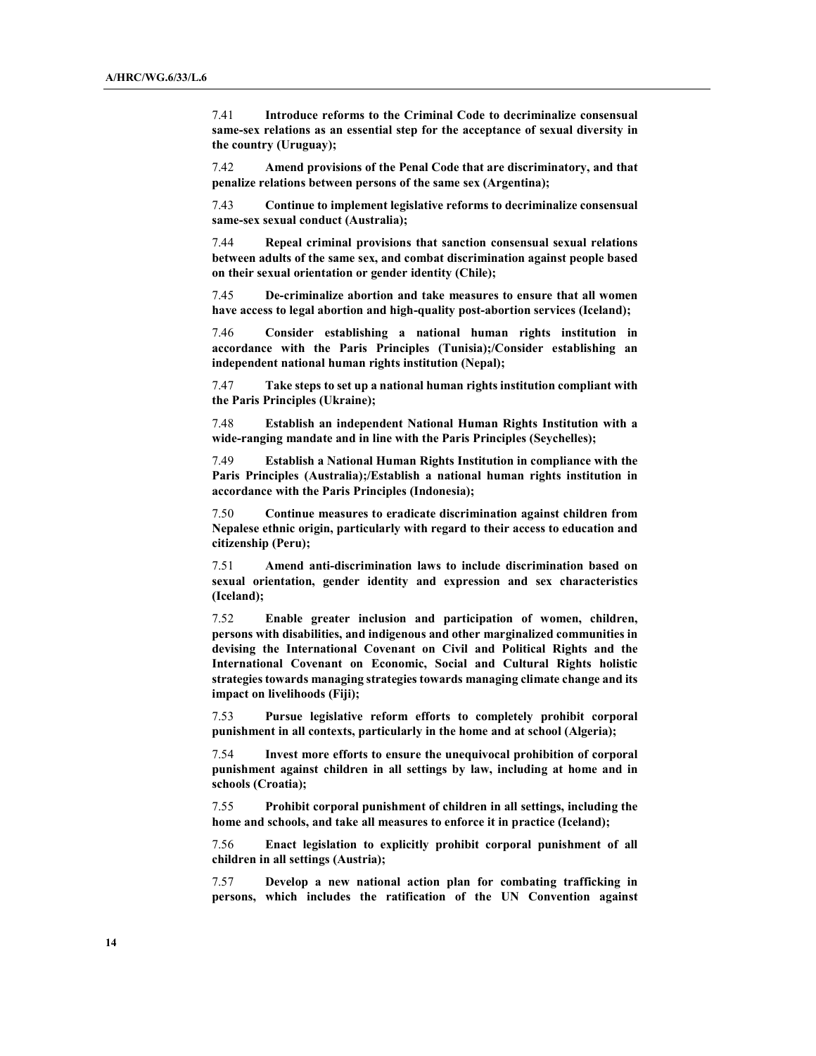7.41 **Introduce reforms to the Criminal Code to decriminalize consensual same-sex relations as an essential step for the acceptance of sexual diversity in the country (Uruguay);**

7.42 **Amend provisions of the Penal Code that are discriminatory, and that penalize relations between persons of the same sex (Argentina);**

7.43 **Continue to implement legislative reforms to decriminalize consensual same-sex sexual conduct (Australia);**

7.44 **Repeal criminal provisions that sanction consensual sexual relations between adults of the same sex, and combat discrimination against people based on their sexual orientation or gender identity (Chile);**

7.45 **De-criminalize abortion and take measures to ensure that all women have access to legal abortion and high-quality post-abortion services (Iceland);**

7.46 **Consider establishing a national human rights institution in accordance with the Paris Principles (Tunisia);/Consider establishing an independent national human rights institution (Nepal);**

7.47 **Take steps to set up a national human rights institution compliant with the Paris Principles (Ukraine);**

7.48 **Establish an independent National Human Rights Institution with a wide-ranging mandate and in line with the Paris Principles (Seychelles);**

7.49 **Establish a National Human Rights Institution in compliance with the Paris Principles (Australia);/Establish a national human rights institution in accordance with the Paris Principles (Indonesia);**

7.50 **Continue measures to eradicate discrimination against children from Nepalese ethnic origin, particularly with regard to their access to education and citizenship (Peru);**

7.51 **Amend anti-discrimination laws to include discrimination based on sexual orientation, gender identity and expression and sex characteristics (Iceland);**

7.52 **Enable greater inclusion and participation of women, children, persons with disabilities, and indigenous and other marginalized communities in devising the International Covenant on Civil and Political Rights and the International Covenant on Economic, Social and Cultural Rights holistic strategies towards managing strategies towards managing climate change and its impact on livelihoods (Fiji);**

7.53 **Pursue legislative reform efforts to completely prohibit corporal punishment in all contexts, particularly in the home and at school (Algeria);**

7.54 **Invest more efforts to ensure the unequivocal prohibition of corporal punishment against children in all settings by law, including at home and in schools (Croatia);**

7.55 **Prohibit corporal punishment of children in all settings, including the home and schools, and take all measures to enforce it in practice (Iceland);**

7.56 **Enact legislation to explicitly prohibit corporal punishment of all children in all settings (Austria);**

7.57 **Develop a new national action plan for combating trafficking in persons, which includes the ratification of the UN Convention against**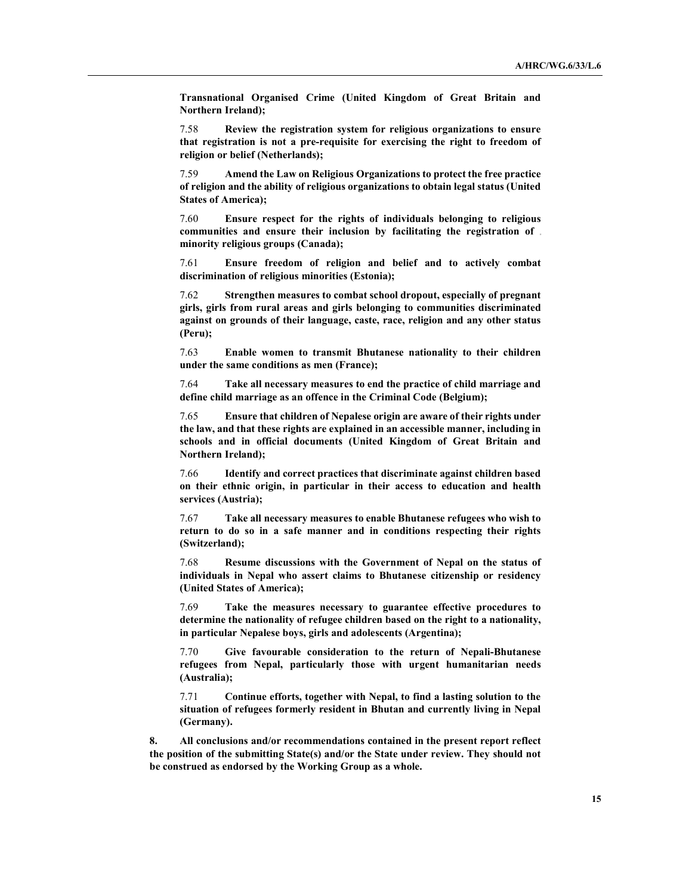**Transnational Organised Crime (United Kingdom of Great Britain and Northern Ireland);**

7.58 **Review the registration system for religious organizations to ensure that registration is not a pre-requisite for exercising the right to freedom of religion or belief (Netherlands);**

7.59 **Amend the Law on Religious Organizations to protect the free practice of religion and the ability of religious organizations to obtain legal status (United States of America);**

7.60 **Ensure respect for the rights of individuals belonging to religious communities and ensure their inclusion by facilitating the registration of minority religious groups (Canada);**

7.61 **Ensure freedom of religion and belief and to actively combat discrimination of religious minorities (Estonia);**

7.62 **Strengthen measures to combat school dropout, especially of pregnant girls, girls from rural areas and girls belonging to communities discriminated against on grounds of their language, caste, race, religion and any other status (Peru);**

7.63 **Enable women to transmit Bhutanese nationality to their children under the same conditions as men (France);**

7.64 **Take all necessary measures to end the practice of child marriage and define child marriage as an offence in the Criminal Code (Belgium);**

7.65 **Ensure that children of Nepalese origin are aware of their rights under the law, and that these rights are explained in an accessible manner, including in schools and in official documents (United Kingdom of Great Britain and Northern Ireland);**

7.66 **Identify and correct practices that discriminate against children based on their ethnic origin, in particular in their access to education and health services (Austria);**

7.67 **Take all necessary measures to enable Bhutanese refugees who wish to return to do so in a safe manner and in conditions respecting their rights (Switzerland);**

7.68 **Resume discussions with the Government of Nepal on the status of individuals in Nepal who assert claims to Bhutanese citizenship or residency (United States of America);**

7.69 **Take the measures necessary to guarantee effective procedures to determine the nationality of refugee children based on the right to a nationality, in particular Nepalese boys, girls and adolescents (Argentina);**

7.70 **Give favourable consideration to the return of Nepali-Bhutanese refugees from Nepal, particularly those with urgent humanitarian needs (Australia);**

7.71 **Continue efforts, together with Nepal, to find a lasting solution to the situation of refugees formerly resident in Bhutan and currently living in Nepal (Germany).**

**8. All conclusions and/or recommendations contained in the present report reflect the position of the submitting State(s) and/or the State under review. They should not be construed as endorsed by the Working Group as a whole.**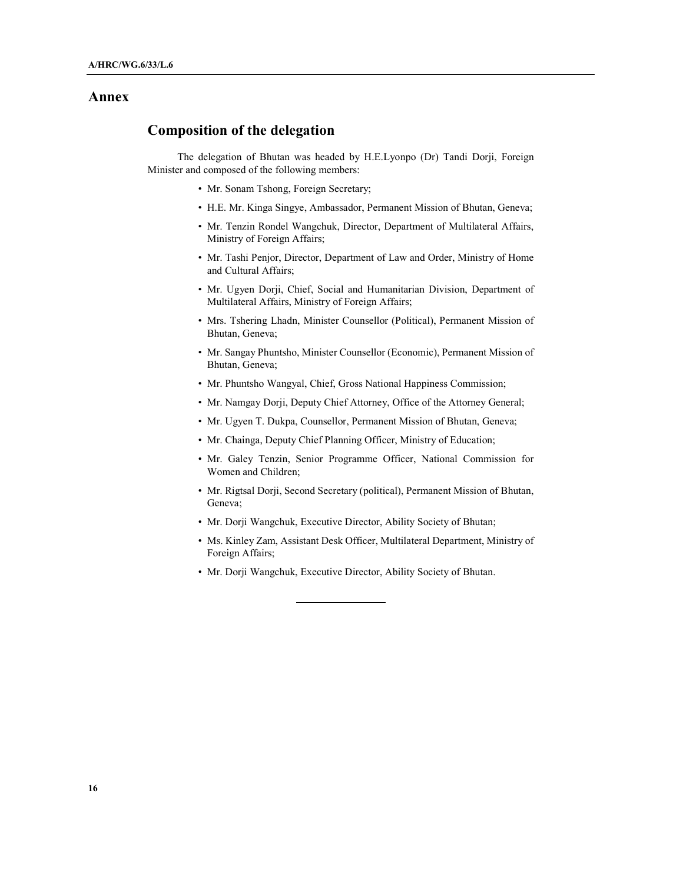# Annex

## Composition of the delegation

The delegation of Bhutan was headed by H.E.Lyonpo (Dr) Tandi Dorji, Foreign Minister and composed of the following members:

- Mr. Sonam Tshong, Foreign Secretary;
- H.E. Mr. Kinga Singye, Ambassador, Permanent Mission of Bhutan, Geneva;
- Mr. Tenzin Rondel Wangchuk, Director, Department of Multilateral Affairs, Ministry of Foreign Affairs;
- Mr. Tashi Penjor, Director, Department of Law and Order, Ministry of Home and Cultural Affairs;
- Mr. Ugyen Dorji, Chief, Social and Humanitarian Division, Department of Multilateral Affairs, Ministry of Foreign Affairs;
- Mrs. Tshering Lhadn, Minister Counsellor (Political), Permanent Mission of Bhutan, Geneva;
- Mr. Sangay Phuntsho, Minister Counsellor (Economic), Permanent Mission of Bhutan, Geneva;
- Mr. Phuntsho Wangyal, Chief, Gross National Happiness Commission;
- Mr. Namgay Dorji, Deputy Chief Attorney, Office of the Attorney General;
- Mr. Ugyen T. Dukpa, Counsellor, Permanent Mission of Bhutan, Geneva;
- Mr. Chainga, Deputy Chief Planning Officer, Ministry of Education;
- Mr. Galey Tenzin, Senior Programme Officer, National Commission for Women and Children;
- Mr. Rigtsal Dorji, Second Secretary (political), Permanent Mission of Bhutan, Geneva;
- Mr. Dorji Wangchuk, Executive Director, Ability Society of Bhutan;
- Ms. Kinley Zam, Assistant Desk Officer, Multilateral Department, Ministry of Foreign Affairs;
- Mr. Dorji Wangchuk, Executive Director, Ability Society of Bhutan.